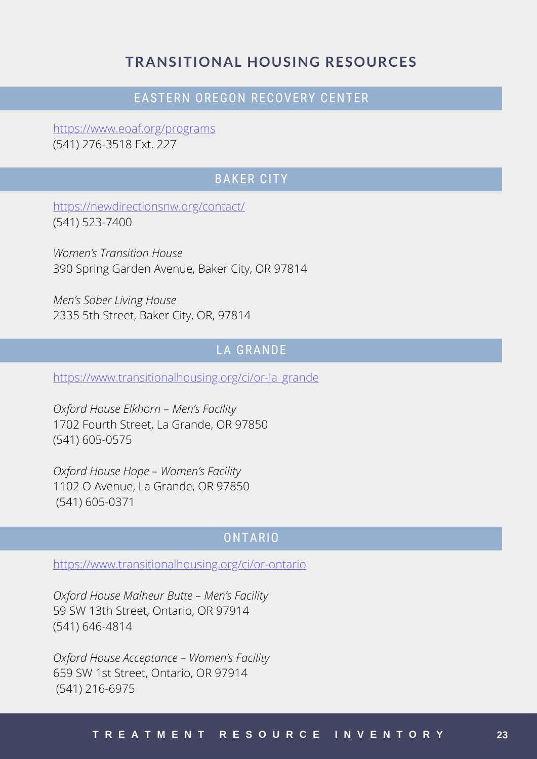# TRANSITIONAL HOUSING RESOURCES

## EASTERN OREGON RECOVERY CENTER

https://www.eoaf.org/programs
(541) 276-3518 Ext. 227

## BAKER CITY

https://newdirectionsnw.org/contact/
(541) 523-7400

*Women's Transition House*
390 Spring Garden Avenue, Baker City, OR 97814

*Men's Sober Living House*
2335 5th Street, Baker City, OR, 97814

## LA GRANDE

https://www.transitionalhousing.org/ci/or-la_grande

*Oxford House Elkhorn – Men's Facility*
1702 Fourth Street, La Grande, OR 97850
(541) 605-0575

*Oxford House Hope – Women's Facility*
1102 O Avenue, La Grande, OR 97850
(541) 605-0371

## ONTARIO

https://www.transitionalhousing.org/ci/or-ontario

*Oxford House Malheur Butte – Men's Facility*
59 SW 13th Street, Ontario, OR 97914
(541) 646-4814

*Oxford House Acceptance – Women's Facility*
659 SW 1st Street, Ontario, OR 97914
(541) 216-6975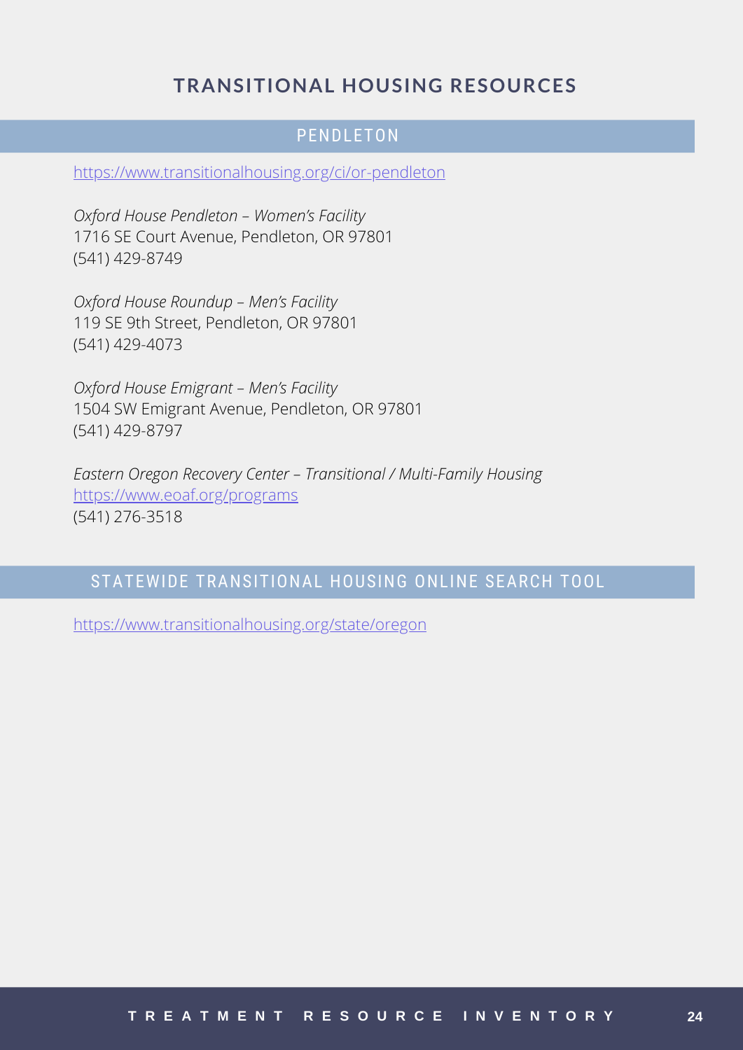# TRANSITIONAL HOUSING RESOURCES

## PENDLETON

https://www.transitionalhousing.org/ci/or-pendleton

*Oxford House Pendleton – Women's Facility*
1716 SE Court Avenue, Pendleton, OR 97801
(541) 429-8749

*Oxford House Roundup – Men's Facility*
119 SE 9th Street, Pendleton, OR 97801
(541) 429-4073

*Oxford House Emigrant – Men's Facility*
1504 SW Emigrant Avenue, Pendleton, OR 97801
(541) 429-8797

*Eastern Oregon Recovery Center – Transitional / Multi-Family Housing*
https://www.eoaf.org/programs
(541) 276-3518

## STATEWIDE TRANSITIONAL HOUSING ONLINE SEARCH TOOL

https://www.transitionalhousing.org/state/oregon